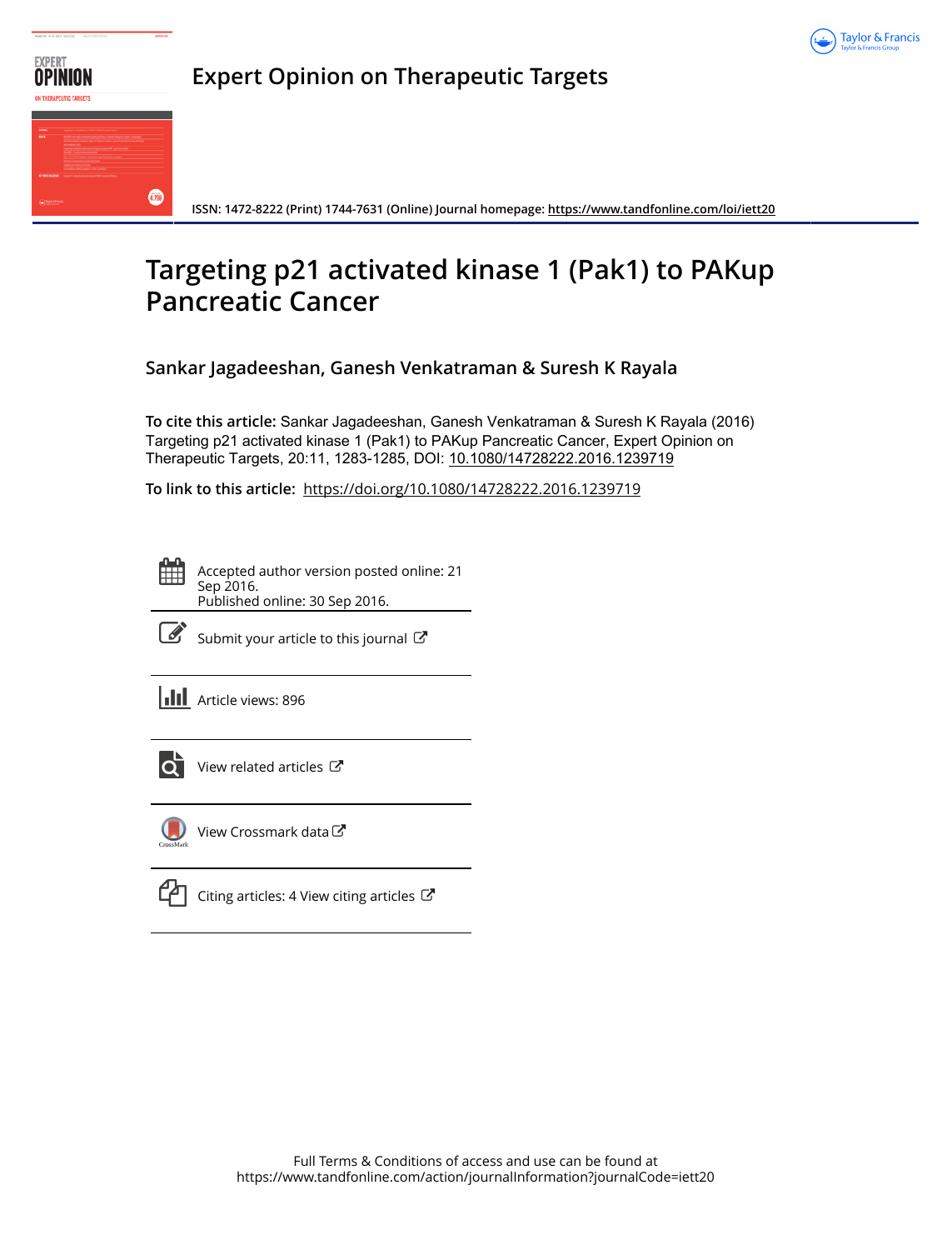# Expert Opinion on Therapeutic Targets

ISSN: 1472-8222 (Print) 1744-7631 (Online) Journal homepage: https://www.tandfonline.com/loi/iett20

# Targeting p21 activated kinase 1 (Pak1) to PAKup Pancreatic Cancer

**Sankar Jagadeeshan, Ganesh Venkatraman & Suresh K Rayala**

**To cite this article:** Sankar Jagadeeshan, Ganesh Venkatraman & Suresh K Rayala (2016) Targeting p21 activated kinase 1 (Pak1) to PAKup Pancreatic Cancer, Expert Opinion on Therapeutic Targets, 20:11, 1283-1285, DOI: 10.1080/14728222.2016.1239719

**To link to this article:** https://doi.org/10.1080/14728222.2016.1239719

Accepted author version posted online: 21 Sep 2016.
Published online: 30 Sep 2016.

Submit your article to this journal

Article views: 896

View related articles

View Crossmark data

Citing articles: 4 View citing articles

Full Terms & Conditions of access and use can be found at
https://www.tandfonline.com/action/journalInformation?journalCode=iett20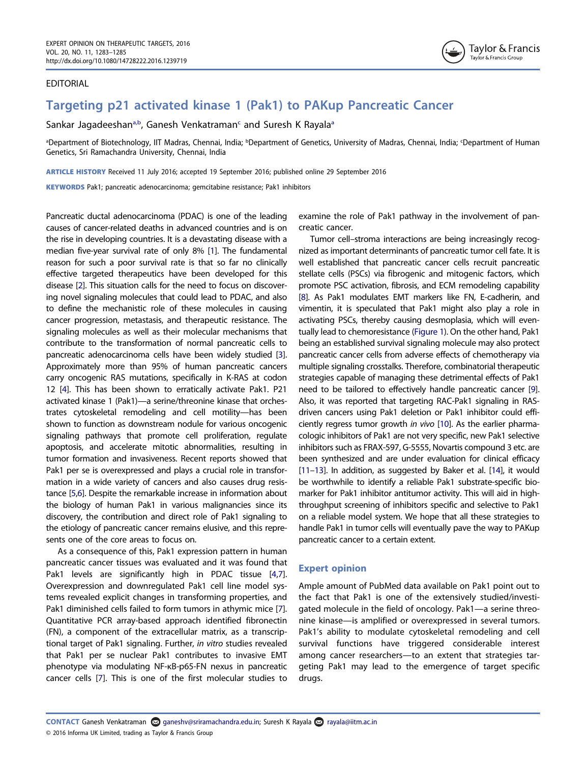EDITORIAL

# Targeting p21 activated kinase 1 (Pak1) to PAKup Pancreatic Cancer

Sankar Jagadeeshan[a,b], Ganesh Venkatraman[c] and Suresh K Rayala[a]

[a]Department of Biotechnology, IIT Madras, Chennai, India; [b]Department of Genetics, University of Madras, Chennai, India; [c]Department of Human Genetics, Sri Ramachandra University, Chennai, India

**ARTICLE HISTORY** Received 11 July 2016; accepted 19 September 2016; published online 29 September 2016

**KEYWORDS** Pak1; pancreatic adenocarcinoma; gemcitabine resistance; Pak1 inhibitors

Pancreatic ductal adenocarcinoma (PDAC) is one of the leading causes of cancer-related deaths in advanced countries and is on the rise in developing countries. It is a devastating disease with a median five-year survival rate of only 8% [1]. The fundamental reason for such a poor survival rate is that so far no clinically effective targeted therapeutics have been developed for this disease [2]. This situation calls for the need to focus on discovering novel signaling molecules that could lead to PDAC, and also to define the mechanistic role of these molecules in causing cancer progression, metastasis, and therapeutic resistance. The signaling molecules as well as their molecular mechanisms that contribute to the transformation of normal pancreatic cells to pancreatic adenocarcinoma cells have been widely studied [3]. Approximately more than 95% of human pancreatic cancers carry oncogenic RAS mutations, specifically in K-RAS at codon 12 [4]. This has been shown to erratically activate Pak1. P21 activated kinase 1 (Pak1)—a serine/threonine kinase that orchestrates cytoskeletal remodeling and cell motility—has been shown to function as downstream nodule for various oncogenic signaling pathways that promote cell proliferation, regulate apoptosis, and accelerate mitotic abnormalities, resulting in tumor formation and invasiveness. Recent reports showed that Pak1 per se is overexpressed and plays a crucial role in transformation in a wide variety of cancers and also causes drug resistance [5,6]. Despite the remarkable increase in information about the biology of human Pak1 in various malignancies since its discovery, the contribution and direct role of Pak1 signaling to the etiology of pancreatic cancer remains elusive, and this represents one of the core areas to focus on.

As a consequence of this, Pak1 expression pattern in human pancreatic cancer tissues was evaluated and it was found that Pak1 levels are significantly high in PDAC tissue [4,7]. Overexpression and downregulated Pak1 cell line model systems revealed explicit changes in transforming properties, and Pak1 diminished cells failed to form tumors in athymic mice [7]. Quantitative PCR array-based approach identified fibronectin (FN), a component of the extracellular matrix, as a transcriptional target of Pak1 signaling. Further, *in vitro* studies revealed that Pak1 per se nuclear Pak1 contributes to invasive EMT phenotype via modulating NF-κB-p65-FN nexus in pancreatic cancer cells [7]. This is one of the first molecular studies to examine the role of Pak1 pathway in the involvement of pancreatic cancer.

Tumor cell–stroma interactions are being increasingly recognized as important determinants of pancreatic tumor cell fate. It is well established that pancreatic cancer cells recruit pancreatic stellate cells (PSCs) via fibrogenic and mitogenic factors, which promote PSC activation, fibrosis, and ECM remodeling capability [8]. As Pak1 modulates EMT markers like FN, E-cadherin, and vimentin, it is speculated that Pak1 might also play a role in activating PSCs, thereby causing desmoplasia, which will eventually lead to chemoresistance (Figure 1). On the other hand, Pak1 being an established survival signaling molecule may also protect pancreatic cancer cells from adverse effects of chemotherapy via multiple signaling crosstalks. Therefore, combinatorial therapeutic strategies capable of managing these detrimental effects of Pak1 need to be tailored to effectively handle pancreatic cancer [9]. Also, it was reported that targeting RAC-Pak1 signaling in RAS-driven cancers using Pak1 deletion or Pak1 inhibitor could efficiently regress tumor growth *in vivo* [10]. As the earlier pharmacologic inhibitors of Pak1 are not very specific, new Pak1 selective inhibitors such as FRAX-597, G-5555, Novartis compound 3 etc. are been synthesized and are under evaluation for clinical efficacy [11–13]. In addition, as suggested by Baker et al. [14], it would be worthwhile to identify a reliable Pak1 substrate-specific biomarker for Pak1 inhibitor antitumor activity. This will aid in high-throughput screening of inhibitors specific and selective to Pak1 on a reliable model system. We hope that all these strategies to handle Pak1 in tumor cells will eventually pave the way to PAKup pancreatic cancer to a certain extent.

## Expert opinion

Ample amount of PubMed data available on Pak1 point out to the fact that Pak1 is one of the extensively studied/investigated molecule in the field of oncology. Pak1—a serine threonine kinase—is amplified or overexpressed in several tumors. Pak1's ability to modulate cytoskeletal remodeling and cell survival functions have triggered considerable interest among cancer researchers—to an extent that strategies targeting Pak1 may lead to the emergence of target specific drugs.

**CONTACT** Ganesh Venkatraman ganeshv@sriramachandra.edu.in; Suresh K Rayala rayala@iitm.ac.in

© 2016 Informa UK Limited, trading as Taylor & Francis Group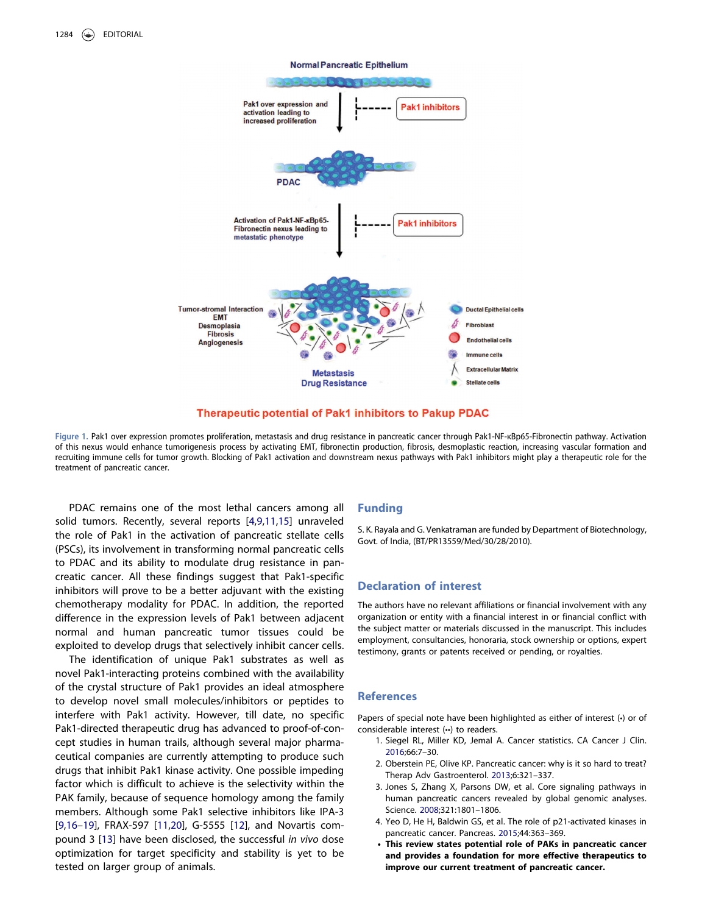Figure 1. Pak1 over expression promotes proliferation, metastasis and drug resistance in pancreatic cancer through Pak1-NF-κBp65-Fibronectin pathway. Activation of this nexus would enhance tumorigenesis process by activating EMT, fibronectin production, fibrosis, desmoplastic reaction, increasing vascular formation and recruiting immune cells for tumor growth. Blocking of Pak1 activation and downstream nexus pathways with Pak1 inhibitors might play a therapeutic role for the treatment of pancreatic cancer.

PDAC remains one of the most lethal cancers among all solid tumors. Recently, several reports [4,9,11,15] unraveled the role of Pak1 in the activation of pancreatic stellate cells (PSCs), its involvement in transforming normal pancreatic cells to PDAC and its ability to modulate drug resistance in pancreatic cancer. All these findings suggest that Pak1-specific inhibitors will prove to be a better adjuvant with the existing chemotherapy modality for PDAC. In addition, the reported difference in the expression levels of Pak1 between adjacent normal and human pancreatic tumor tissues could be exploited to develop drugs that selectively inhibit cancer cells.

The identification of unique Pak1 substrates as well as novel Pak1-interacting proteins combined with the availability of the crystal structure of Pak1 provides an ideal atmosphere to develop novel small molecules/inhibitors or peptides to interfere with Pak1 activity. However, till date, no specific Pak1-directed therapeutic drug has advanced to proof-of-concept studies in human trails, although several major pharmaceutical companies are currently attempting to produce such drugs that inhibit Pak1 kinase activity. One possible impeding factor which is difficult to achieve is the selectivity within the PAK family, because of sequence homology among the family members. Although some Pak1 selective inhibitors like IPA-3 [9,16–19], FRAX-597 [11,20], G-5555 [12], and Novartis compound 3 [13] have been disclosed, the successful *in vivo* dose optimization for target specificity and stability is yet to be tested on larger group of animals.

## Funding

S. K. Rayala and G. Venkatraman are funded by Department of Biotechnology, Govt. of India, (BT/PR13559/Med/30/28/2010).

## Declaration of interest

The authors have no relevant affiliations or financial involvement with any organization or entity with a financial interest in or financial conflict with the subject matter or materials discussed in the manuscript. This includes employment, consultancies, honoraria, stock ownership or options, expert testimony, grants or patents received or pending, or royalties.

## References

Papers of special note have been highlighted as either of interest (•) or of considerable interest (••) to readers.

1. Siegel RL, Miller KD, Jemal A. Cancer statistics. CA Cancer J Clin. 2016;66:7–30.
2. Oberstein PE, Olive KP. Pancreatic cancer: why is it so hard to treat? Therap Adv Gastroenterol. 2013;6:321–337.
3. Jones S, Zhang X, Parsons DW, et al. Core signaling pathways in human pancreatic cancers revealed by global genomic analyses. Science. 2008;321:1801–1806.
4. Yeo D, He H, Baldwin GS, et al. The role of p21-activated kinases in pancreatic cancer. Pancreas. 2015;44:363–369.
   - **This review states potential role of PAKs in pancreatic cancer and provides a foundation for more effective therapeutics to improve our current treatment of pancreatic cancer.**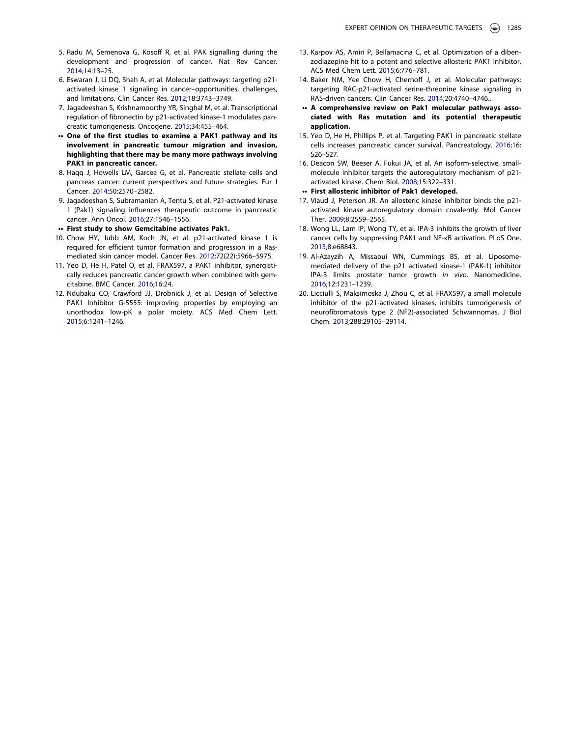5. Radu M, Semenova G, Kosoff R, et al. PAK signalling during the development and progression of cancer. Nat Rev Cancer. 2014;14:13–25.
6. Eswaran J, Li DQ, Shah A, et al. Molecular pathways: targeting p21-activated kinase 1 signaling in cancer–opportunities, challenges, and limitations. Clin Cancer Res. 2012;18:3743–3749.
7. Jagadeeshan S, Krishnamoorthy YR, Singhal M, et al. Transcriptional regulation of fibronectin by p21-activated kinase-1 modulates pancreatic tumorigenesis. Oncogene. 2015;34:455–464.
   - •• **One of the first studies to examine a PAK1 pathway and its involvement in pancreatic tumour migration and invasion, highlighting that there may be many more pathways involving PAK1 in pancreatic cancer.**
8. Haqq J, Howells LM, Garcea G, et al. Pancreatic stellate cells and pancreas cancer: current perspectives and future strategies. Eur J Cancer. 2014;50:2570–2582.
9. Jagadeeshan S, Subramanian A, Tentu S, et al. P21-activated kinase 1 (Pak1) signaling influences therapeutic outcome in pancreatic cancer. Ann Oncol. 2016;27:1546–1556.
   - •• **First study to show Gemcitabine activates Pak1.**
10. Chow HY, Jubb AM, Koch JN, et al. p21-activated kinase 1 is required for efficient tumor formation and progression in a Ras-mediated skin cancer model. Cancer Res. 2012;72(22):5966–5975.
11. Yeo D, He H, Patel O, et al. FRAX597, a PAK1 inhibitor, synergistically reduces pancreatic cancer growth when combined with gemcitabine. BMC Cancer. 2016;16:24.
12. Ndubaku CO, Crawford JJ, Drobnick J, et al. Design of Selective PAK1 Inhibitor G-5555: improving properties by employing an unorthodox low-pK a polar moiety. ACS Med Chem Lett. 2015;6:1241–1246.
13. Karpov AS, Amiri P, Bellamacina C, et al. Optimization of a dibenzodiazepine hit to a potent and selective allosteric PAK1 Inhibitor. ACS Med Chem Lett. 2015;6:776–781.
14. Baker NM, Yee Chow H, Chernoff J, et al. Molecular pathways: targeting RAC-p21-activated serine-threonine kinase signaling in RAS-driven cancers. Clin Cancer Res. 2014;20:4740–4746..
   - •• **A comprehensive review on Pak1 molecular pathways associated with Ras mutation and its potential therapeutic application.**
15. Yeo D, He H, Phillips P, et al. Targeting PAK1 in pancreatic stellate cells increases pancreatic cancer survival. Pancreatology. 2016;16: S26–S27.
16. Deacon SW, Beeser A, Fukui JA, et al. An isoform-selective, small-molecule inhibitor targets the autoregulatory mechanism of p21-activated kinase. Chem Biol. 2008;15:322–331.
   - •• **First allosteric inhibitor of Pak1 developed.**
17. Viaud J, Peterson JR. An allosteric kinase inhibitor binds the p21-activated kinase autoregulatory domain covalently. Mol Cancer Ther. 2009;8:2559–2565.
18. Wong LL, Lam IP, Wong TY, et al. IPA-3 inhibits the growth of liver cancer cells by suppressing PAK1 and NF-κB activation. PLoS One. 2013;8:e68843.
19. Al-Azayzih A, Missaoui WN, Cummings BS, et al. Liposome-mediated delivery of the p21 activated kinase-1 (PAK-1) inhibitor IPA-3 limits prostate tumor growth *in vivo*. Nanomedicine. 2016;12:1231–1239.
20. Licciulli S, Maksimoska J, Zhou C, et al. FRAX597, a small molecule inhibitor of the p21-activated kinases, inhibits tumorigenesis of neurofibromatosis type 2 (NF2)-associated Schwannomas. J Biol Chem. 2013;288:29105–29114.